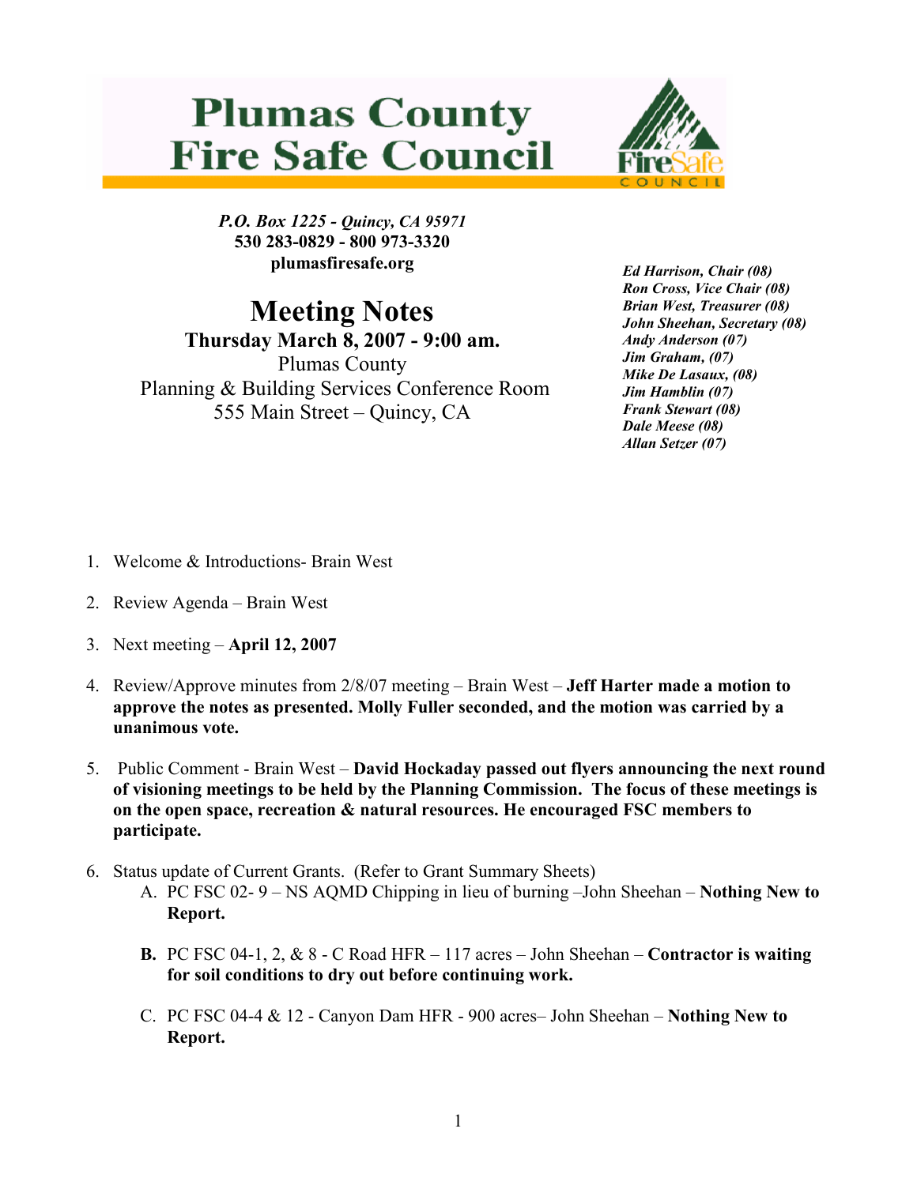# Plumas County Fire Safe Council

*P.O. Box 1225 - Quincy, CA 95971*
**530 283-0829 - 800 973-3320**
**plumasfiresafe.org**

***Ed Harrison, Chair (08)***
***Ron Cross, Vice Chair (08)***
***Brian West, Treasurer (08)***
***John Sheehan, Secretary (08)***
***Andy Anderson (07)***
***Jim Graham, (07)***
***Mike De Lasaux, (08)***
***Jim Hamblin (07)***
***Frank Stewart (08)***
***Dale Meese (08)***
***Allan Setzer (07)***

# Meeting Notes

**Thursday March 8, 2007 - 9:00 am.**
Plumas County
Planning & Building Services Conference Room
555 Main Street – Quincy, CA

1. Welcome & Introductions- Brain West

2. Review Agenda – Brain West

3. Next meeting – **April 12, 2007**

4. Review/Approve minutes from 2/8/07 meeting – Brain West – **Jeff Harter made a motion to approve the notes as presented. Molly Fuller seconded, and the motion was carried by a unanimous vote.**

5. Public Comment - Brain West – **David Hockaday passed out flyers announcing the next round of visioning meetings to be held by the Planning Commission. The focus of these meetings is on the open space, recreation & natural resources. He encouraged FSC members to participate.**

6. Status update of Current Grants. (Refer to Grant Summary Sheets)
   A. PC FSC 02- 9 – NS AQMD Chipping in lieu of burning –John Sheehan – **Nothing New to Report.**

   **B.** PC FSC 04-1, 2, & 8 - C Road HFR – 117 acres – John Sheehan – **Contractor is waiting for soil conditions to dry out before continuing work.**

   C. PC FSC 04-4 & 12 - Canyon Dam HFR - 900 acres– John Sheehan – **Nothing New to Report.**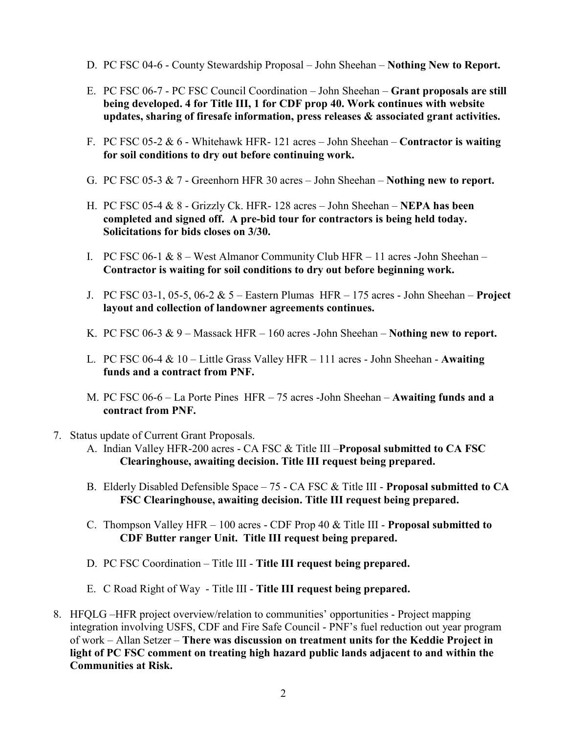D. PC FSC 04-6 - County Stewardship Proposal – John Sheehan – **Nothing New to Report.**

E. PC FSC 06-7 - PC FSC Council Coordination – John Sheehan – **Grant proposals are still being developed. 4 for Title III, 1 for CDF prop 40. Work continues with website updates, sharing of firesafe information, press releases & associated grant activities.**

F. PC FSC 05-2 & 6 - Whitehawk HFR- 121 acres – John Sheehan – **Contractor is waiting for soil conditions to dry out before continuing work.**

G. PC FSC 05-3 & 7 - Greenhorn HFR 30 acres – John Sheehan – **Nothing new to report.**

H. PC FSC 05-4 & 8 - Grizzly Ck. HFR- 128 acres – John Sheehan – **NEPA has been completed and signed off. A pre-bid tour for contractors is being held today. Solicitations for bids closes on 3/30.**

I. PC FSC 06-1 & 8 – West Almanor Community Club HFR – 11 acres -John Sheehan – **Contractor is waiting for soil conditions to dry out before beginning work.**

J. PC FSC 03-1, 05-5, 06-2 & 5 – Eastern Plumas HFR – 175 acres - John Sheehan – **Project layout and collection of landowner agreements continues.**

K. PC FSC 06-3 & 9 – Massack HFR – 160 acres -John Sheehan – **Nothing new to report.**

L. PC FSC 06-4 & 10 – Little Grass Valley HFR – 111 acres - John Sheehan - **Awaiting funds and a contract from PNF.**

M. PC FSC 06-6 – La Porte Pines HFR – 75 acres -John Sheehan – **Awaiting funds and a contract from PNF.**

7. Status update of Current Grant Proposals.
   A. Indian Valley HFR-200 acres - CA FSC & Title III –**Proposal submitted to CA FSC Clearinghouse, awaiting decision. Title III request being prepared.**

   B. Elderly Disabled Defensible Space – 75 - CA FSC & Title III - **Proposal submitted to CA FSC Clearinghouse, awaiting decision. Title III request being prepared.**

   C. Thompson Valley HFR – 100 acres - CDF Prop 40 & Title III - **Proposal submitted to CDF Butter ranger Unit. Title III request being prepared.**

   D. PC FSC Coordination – Title III - **Title III request being prepared.**

   E. C Road Right of Way - Title III - **Title III request being prepared.**

8. HFQLG –HFR project overview/relation to communities' opportunities - Project mapping integration involving USFS, CDF and Fire Safe Council - PNF's fuel reduction out year program of work – Allan Setzer – **There was discussion on treatment units for the Keddie Project in light of PC FSC comment on treating high hazard public lands adjacent to and within the Communities at Risk.**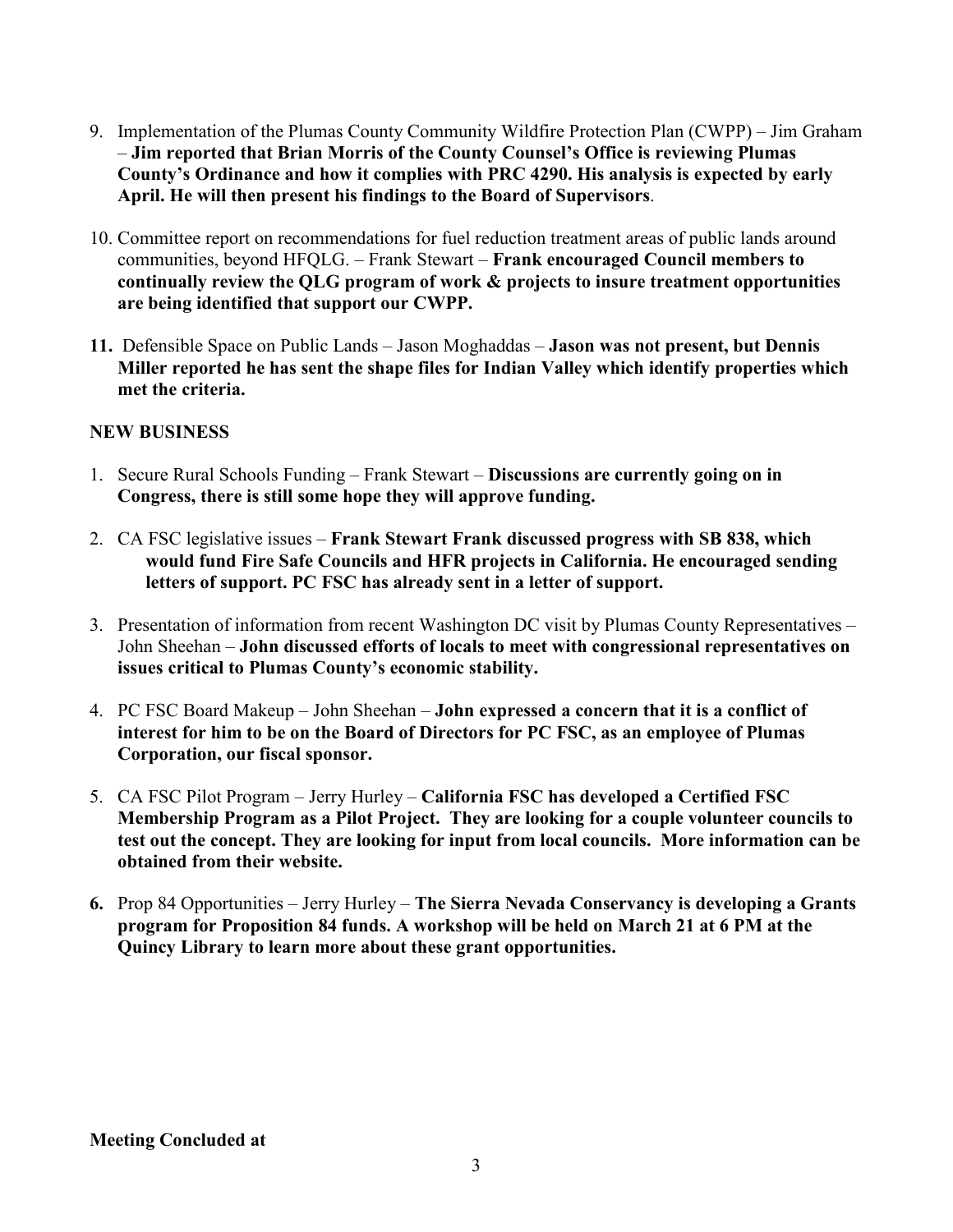9. Implementation of the Plumas County Community Wildfire Protection Plan (CWPP) – Jim Graham – **Jim reported that Brian Morris of the County Counsel's Office is reviewing Plumas County's Ordinance and how it complies with PRC 4290. His analysis is expected by early April. He will then present his findings to the Board of Supervisors**.

10. Committee report on recommendations for fuel reduction treatment areas of public lands around communities, beyond HFQLG. – Frank Stewart – **Frank encouraged Council members to continually review the QLG program of work & projects to insure treatment opportunities are being identified that support our CWPP.**

11. Defensible Space on Public Lands – Jason Moghaddas – **Jason was not present, but Dennis Miller reported he has sent the shape files for Indian Valley which identify properties which met the criteria.**

**NEW BUSINESS**

1. Secure Rural Schools Funding – Frank Stewart – **Discussions are currently going on in Congress, there is still some hope they will approve funding.**

2. CA FSC legislative issues – **Frank Stewart Frank discussed progress with SB 838, which would fund Fire Safe Councils and HFR projects in California. He encouraged sending letters of support. PC FSC has already sent in a letter of support.**

3. Presentation of information from recent Washington DC visit by Plumas County Representatives – John Sheehan – **John discussed efforts of locals to meet with congressional representatives on issues critical to Plumas County's economic stability.**

4. PC FSC Board Makeup – John Sheehan – **John expressed a concern that it is a conflict of interest for him to be on the Board of Directors for PC FSC, as an employee of Plumas Corporation, our fiscal sponsor.**

5. CA FSC Pilot Program – Jerry Hurley – **California FSC has developed a Certified FSC Membership Program as a Pilot Project. They are looking for a couple volunteer councils to test out the concept. They are looking for input from local councils. More information can be obtained from their website.**

6. Prop 84 Opportunities – Jerry Hurley – **The Sierra Nevada Conservancy is developing a Grants program for Proposition 84 funds. A workshop will be held on March 21 at 6 PM at the Quincy Library to learn more about these grant opportunities.**

**Meeting Concluded at**